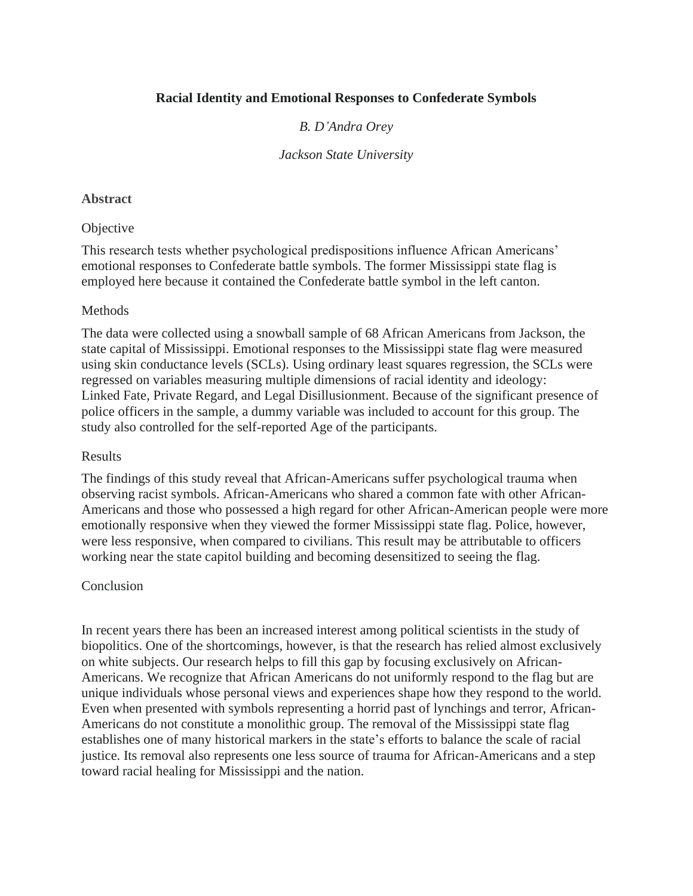# Racial Identity and Emotional Responses to Confederate Symbols

*B. D'Andra Orey*

*Jackson State University*

## Abstract

### Objective

This research tests whether psychological predispositions influence African Americans' emotional responses to Confederate battle symbols. The former Mississippi state flag is employed here because it contained the Confederate battle symbol in the left canton.

### Methods

The data were collected using a snowball sample of 68 African Americans from Jackson, the state capital of Mississippi. Emotional responses to the Mississippi state flag were measured using skin conductance levels (SCLs). Using ordinary least squares regression, the SCLs were regressed on variables measuring multiple dimensions of racial identity and ideology: Linked Fate, Private Regard, and Legal Disillusionment. Because of the significant presence of police officers in the sample, a dummy variable was included to account for this group. The study also controlled for the self-reported Age of the participants.

### Results

The findings of this study reveal that African-Americans suffer psychological trauma when observing racist symbols. African-Americans who shared a common fate with other African-Americans and those who possessed a high regard for other African-American people were more emotionally responsive when they viewed the former Mississippi state flag. Police, however, were less responsive, when compared to civilians. This result may be attributable to officers working near the state capitol building and becoming desensitized to seeing the flag.

### Conclusion

In recent years there has been an increased interest among political scientists in the study of biopolitics. One of the shortcomings, however, is that the research has relied almost exclusively on white subjects. Our research helps to fill this gap by focusing exclusively on African-Americans. We recognize that African Americans do not uniformly respond to the flag but are unique individuals whose personal views and experiences shape how they respond to the world. Even when presented with symbols representing a horrid past of lynchings and terror, African-Americans do not constitute a monolithic group. The removal of the Mississippi state flag establishes one of many historical markers in the state's efforts to balance the scale of racial justice. Its removal also represents one less source of trauma for African-Americans and a step toward racial healing for Mississippi and the nation.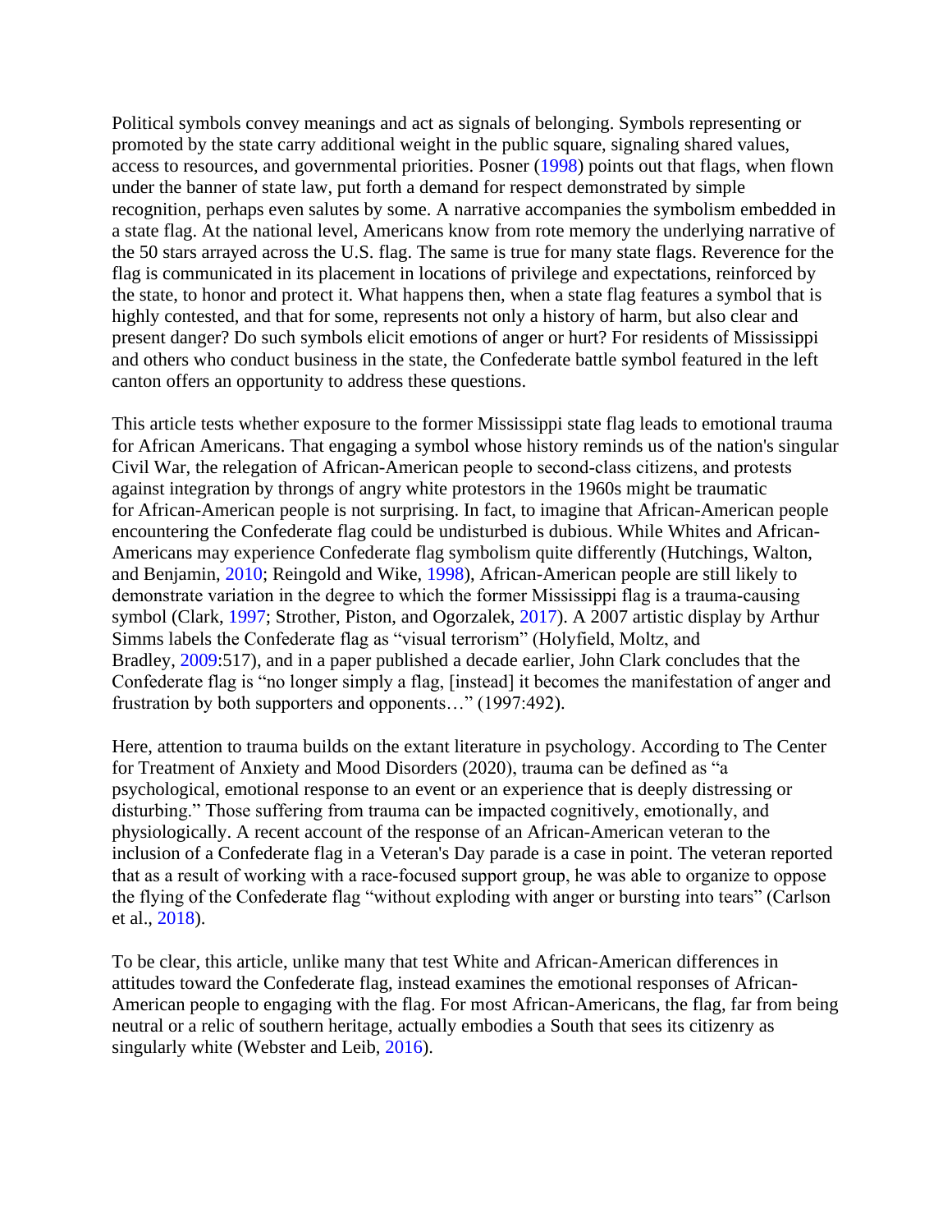Political symbols convey meanings and act as signals of belonging. Symbols representing or promoted by the state carry additional weight in the public square, signaling shared values, access to resources, and governmental priorities. Posner (1998) points out that flags, when flown under the banner of state law, put forth a demand for respect demonstrated by simple recognition, perhaps even salutes by some. A narrative accompanies the symbolism embedded in a state flag. At the national level, Americans know from rote memory the underlying narrative of the 50 stars arrayed across the U.S. flag. The same is true for many state flags. Reverence for the flag is communicated in its placement in locations of privilege and expectations, reinforced by the state, to honor and protect it. What happens then, when a state flag features a symbol that is highly contested, and that for some, represents not only a history of harm, but also clear and present danger? Do such symbols elicit emotions of anger or hurt? For residents of Mississippi and others who conduct business in the state, the Confederate battle symbol featured in the left canton offers an opportunity to address these questions.

This article tests whether exposure to the former Mississippi state flag leads to emotional trauma for African Americans. That engaging a symbol whose history reminds us of the nation's singular Civil War, the relegation of African-American people to second-class citizens, and protests against integration by throngs of angry white protestors in the 1960s might be traumatic for African-American people is not surprising. In fact, to imagine that African-American people encountering the Confederate flag could be undisturbed is dubious. While Whites and African-Americans may experience Confederate flag symbolism quite differently (Hutchings, Walton, and Benjamin, 2010; Reingold and Wike, 1998), African-American people are still likely to demonstrate variation in the degree to which the former Mississippi flag is a trauma-causing symbol (Clark, 1997; Strother, Piston, and Ogorzalek, 2017). A 2007 artistic display by Arthur Simms labels the Confederate flag as "visual terrorism" (Holyfield, Moltz, and Bradley, 2009:517), and in a paper published a decade earlier, John Clark concludes that the Confederate flag is "no longer simply a flag, [instead] it becomes the manifestation of anger and frustration by both supporters and opponents…" (1997:492).

Here, attention to trauma builds on the extant literature in psychology. According to The Center for Treatment of Anxiety and Mood Disorders (2020), trauma can be defined as "a psychological, emotional response to an event or an experience that is deeply distressing or disturbing." Those suffering from trauma can be impacted cognitively, emotionally, and physiologically. A recent account of the response of an African-American veteran to the inclusion of a Confederate flag in a Veteran's Day parade is a case in point. The veteran reported that as a result of working with a race-focused support group, he was able to organize to oppose the flying of the Confederate flag "without exploding with anger or bursting into tears" (Carlson et al., 2018).

To be clear, this article, unlike many that test White and African-American differences in attitudes toward the Confederate flag, instead examines the emotional responses of African-American people to engaging with the flag. For most African-Americans, the flag, far from being neutral or a relic of southern heritage, actually embodies a South that sees its citizenry as singularly white (Webster and Leib, 2016).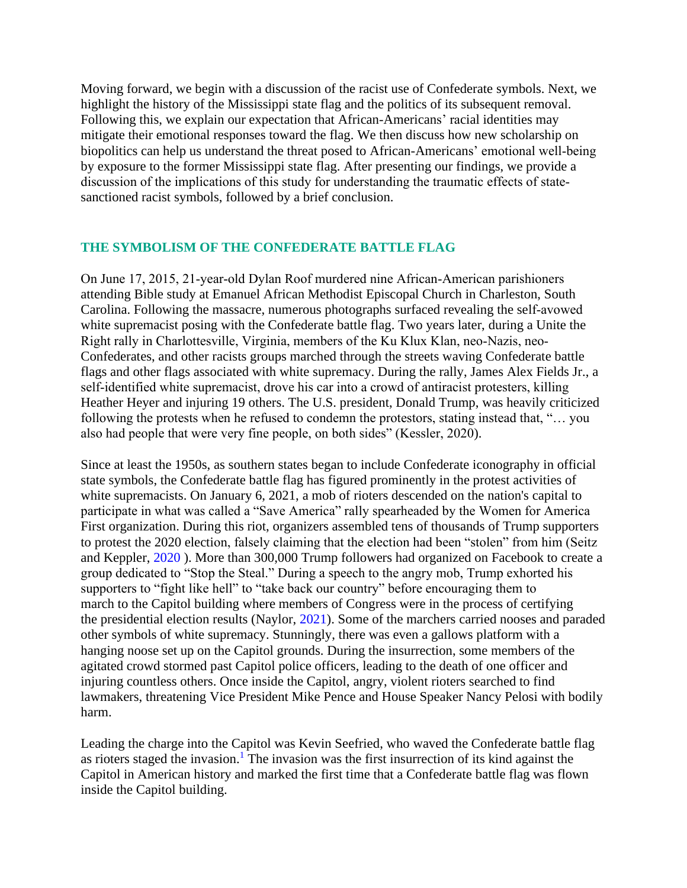Moving forward, we begin with a discussion of the racist use of Confederate symbols. Next, we highlight the history of the Mississippi state flag and the politics of its subsequent removal. Following this, we explain our expectation that African-Americans' racial identities may mitigate their emotional responses toward the flag. We then discuss how new scholarship on biopolitics can help us understand the threat posed to African-Americans' emotional well-being by exposure to the former Mississippi state flag. After presenting our findings, we provide a discussion of the implications of this study for understanding the traumatic effects of state-sanctioned racist symbols, followed by a brief conclusion.

## THE SYMBOLISM OF THE CONFEDERATE BATTLE FLAG

On June 17, 2015, 21-year-old Dylan Roof murdered nine African-American parishioners attending Bible study at Emanuel African Methodist Episcopal Church in Charleston, South Carolina. Following the massacre, numerous photographs surfaced revealing the self-avowed white supremacist posing with the Confederate battle flag. Two years later, during a Unite the Right rally in Charlottesville, Virginia, members of the Ku Klux Klan, neo-Nazis, neo-Confederates, and other racists groups marched through the streets waving Confederate battle flags and other flags associated with white supremacy. During the rally, James Alex Fields Jr., a self-identified white supremacist, drove his car into a crowd of antiracist protesters, killing Heather Heyer and injuring 19 others. The U.S. president, Donald Trump, was heavily criticized following the protests when he refused to condemn the protestors, stating instead that, "… you also had people that were very fine people, on both sides" (Kessler, 2020).

Since at least the 1950s, as southern states began to include Confederate iconography in official state symbols, the Confederate battle flag has figured prominently in the protest activities of white supremacists. On January 6, 2021, a mob of rioters descended on the nation's capital to participate in what was called a "Save America" rally spearheaded by the Women for America First organization. During this riot, organizers assembled tens of thousands of Trump supporters to protest the 2020 election, falsely claiming that the election had been "stolen" from him (Seitz and Keppler, 2020 ). More than 300,000 Trump followers had organized on Facebook to create a group dedicated to "Stop the Steal." During a speech to the angry mob, Trump exhorted his supporters to "fight like hell" to "take back our country" before encouraging them to march to the Capitol building where members of Congress were in the process of certifying the presidential election results (Naylor, 2021). Some of the marchers carried nooses and paraded other symbols of white supremacy. Stunningly, there was even a gallows platform with a hanging noose set up on the Capitol grounds. During the insurrection, some members of the agitated crowd stormed past Capitol police officers, leading to the death of one officer and injuring countless others. Once inside the Capitol, angry, violent rioters searched to find lawmakers, threatening Vice President Mike Pence and House Speaker Nancy Pelosi with bodily harm.

Leading the charge into the Capitol was Kevin Seefried, who waved the Confederate battle flag as rioters staged the invasion.[1] The invasion was the first insurrection of its kind against the Capitol in American history and marked the first time that a Confederate battle flag was flown inside the Capitol building.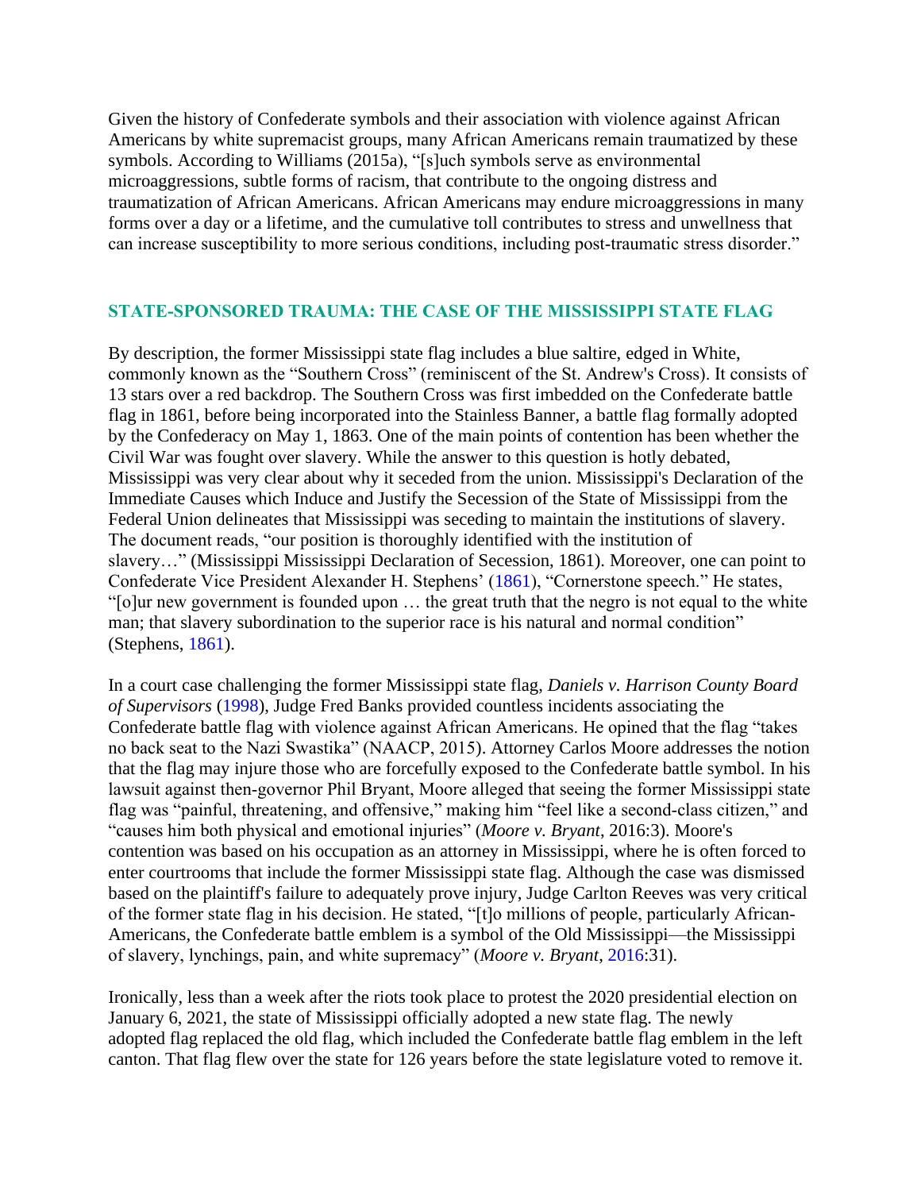Given the history of Confederate symbols and their association with violence against African Americans by white supremacist groups, many African Americans remain traumatized by these symbols. According to Williams (2015a), "[s]uch symbols serve as environmental microaggressions, subtle forms of racism, that contribute to the ongoing distress and traumatization of African Americans. African Americans may endure microaggressions in many forms over a day or a lifetime, and the cumulative toll contributes to stress and unwellness that can increase susceptibility to more serious conditions, including post-traumatic stress disorder."

## STATE-SPONSORED TRAUMA: THE CASE OF THE MISSISSIPPI STATE FLAG

By description, the former Mississippi state flag includes a blue saltire, edged in White, commonly known as the "Southern Cross" (reminiscent of the St. Andrew's Cross). It consists of 13 stars over a red backdrop. The Southern Cross was first imbedded on the Confederate battle flag in 1861, before being incorporated into the Stainless Banner, a battle flag formally adopted by the Confederacy on May 1, 1863. One of the main points of contention has been whether the Civil War was fought over slavery. While the answer to this question is hotly debated, Mississippi was very clear about why it seceded from the union. Mississippi's Declaration of the Immediate Causes which Induce and Justify the Secession of the State of Mississippi from the Federal Union delineates that Mississippi was seceding to maintain the institutions of slavery. The document reads, "our position is thoroughly identified with the institution of slavery…" (Mississippi Mississippi Declaration of Secession, 1861). Moreover, one can point to Confederate Vice President Alexander H. Stephens' (1861), "Cornerstone speech." He states, "[o]ur new government is founded upon … the great truth that the negro is not equal to the white man; that slavery subordination to the superior race is his natural and normal condition" (Stephens, 1861).

In a court case challenging the former Mississippi state flag, *Daniels v. Harrison County Board of Supervisors* (1998), Judge Fred Banks provided countless incidents associating the Confederate battle flag with violence against African Americans. He opined that the flag "takes no back seat to the Nazi Swastika" (NAACP, 2015). Attorney Carlos Moore addresses the notion that the flag may injure those who are forcefully exposed to the Confederate battle symbol. In his lawsuit against then-governor Phil Bryant, Moore alleged that seeing the former Mississippi state flag was "painful, threatening, and offensive," making him "feel like a second-class citizen," and "causes him both physical and emotional injuries" (*Moore v. Bryant*, 2016:3). Moore's contention was based on his occupation as an attorney in Mississippi, where he is often forced to enter courtrooms that include the former Mississippi state flag. Although the case was dismissed based on the plaintiff's failure to adequately prove injury, Judge Carlton Reeves was very critical of the former state flag in his decision. He stated, "[t]o millions of people, particularly African-Americans, the Confederate battle emblem is a symbol of the Old Mississippi—the Mississippi of slavery, lynchings, pain, and white supremacy" (*Moore v. Bryant*, 2016:31).

Ironically, less than a week after the riots took place to protest the 2020 presidential election on January 6, 2021, the state of Mississippi officially adopted a new state flag. The newly adopted flag replaced the old flag, which included the Confederate battle flag emblem in the left canton. That flag flew over the state for 126 years before the state legislature voted to remove it.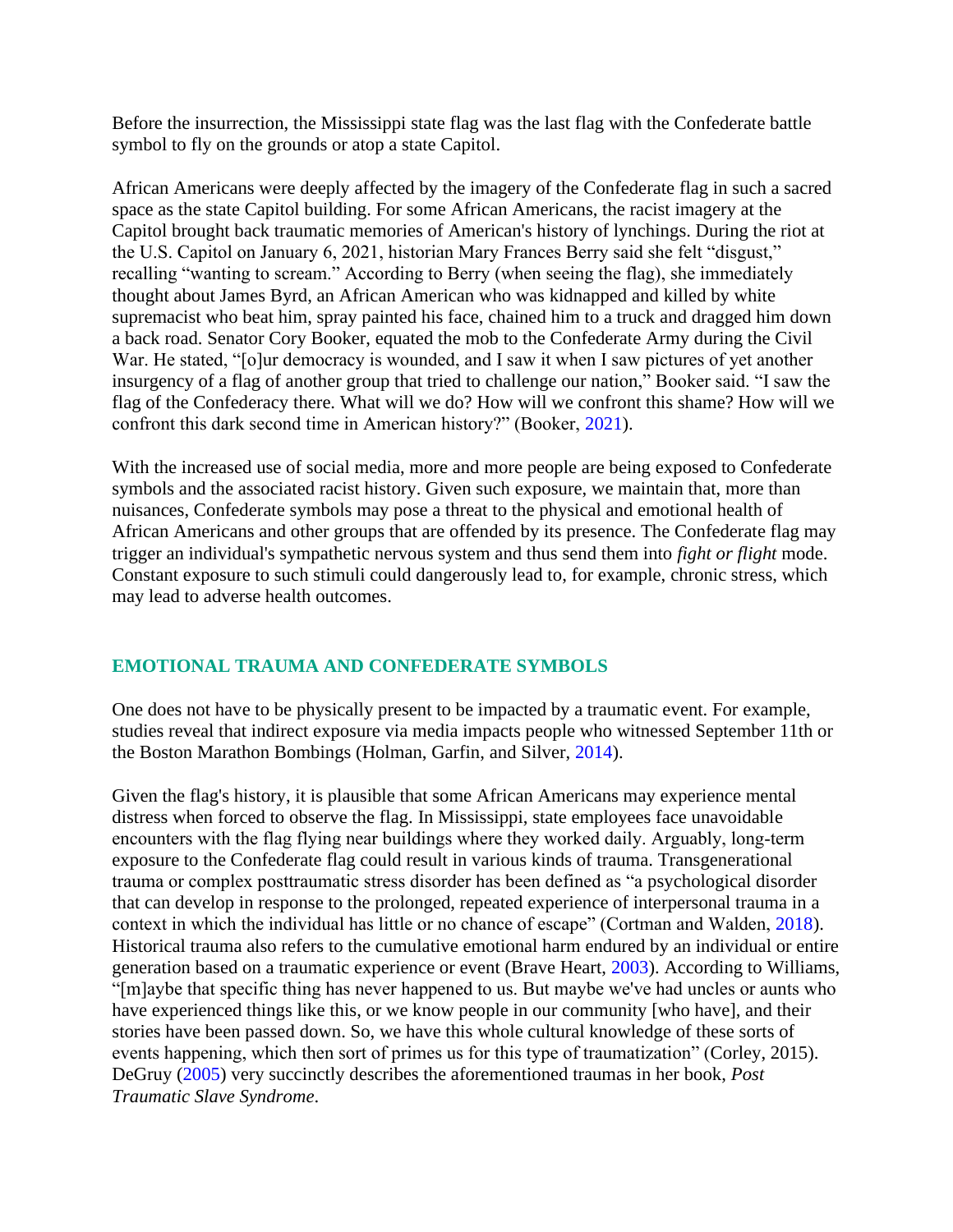Before the insurrection, the Mississippi state flag was the last flag with the Confederate battle symbol to fly on the grounds or atop a state Capitol.

African Americans were deeply affected by the imagery of the Confederate flag in such a sacred space as the state Capitol building. For some African Americans, the racist imagery at the Capitol brought back traumatic memories of American's history of lynchings. During the riot at the U.S. Capitol on January 6, 2021, historian Mary Frances Berry said she felt "disgust," recalling "wanting to scream." According to Berry (when seeing the flag), she immediately thought about James Byrd, an African American who was kidnapped and killed by white supremacist who beat him, spray painted his face, chained him to a truck and dragged him down a back road. Senator Cory Booker, equated the mob to the Confederate Army during the Civil War. He stated, "[o]ur democracy is wounded, and I saw it when I saw pictures of yet another insurgency of a flag of another group that tried to challenge our nation," Booker said. "I saw the flag of the Confederacy there. What will we do? How will we confront this shame? How will we confront this dark second time in American history?" (Booker, 2021).

With the increased use of social media, more and more people are being exposed to Confederate symbols and the associated racist history. Given such exposure, we maintain that, more than nuisances, Confederate symbols may pose a threat to the physical and emotional health of African Americans and other groups that are offended by its presence. The Confederate flag may trigger an individual's sympathetic nervous system and thus send them into *fight or flight* mode. Constant exposure to such stimuli could dangerously lead to, for example, chronic stress, which may lead to adverse health outcomes.

## EMOTIONAL TRAUMA AND CONFEDERATE SYMBOLS

One does not have to be physically present to be impacted by a traumatic event. For example, studies reveal that indirect exposure via media impacts people who witnessed September 11th or the Boston Marathon Bombings (Holman, Garfin, and Silver, 2014).

Given the flag's history, it is plausible that some African Americans may experience mental distress when forced to observe the flag. In Mississippi, state employees face unavoidable encounters with the flag flying near buildings where they worked daily. Arguably, long-term exposure to the Confederate flag could result in various kinds of trauma. Transgenerational trauma or complex posttraumatic stress disorder has been defined as "a psychological disorder that can develop in response to the prolonged, repeated experience of interpersonal trauma in a context in which the individual has little or no chance of escape" (Cortman and Walden, 2018). Historical trauma also refers to the cumulative emotional harm endured by an individual or entire generation based on a traumatic experience or event (Brave Heart, 2003). According to Williams, "[m]aybe that specific thing has never happened to us. But maybe we've had uncles or aunts who have experienced things like this, or we know people in our community [who have], and their stories have been passed down. So, we have this whole cultural knowledge of these sorts of events happening, which then sort of primes us for this type of traumatization" (Corley, 2015). DeGruy (2005) very succinctly describes the aforementioned traumas in her book, *Post Traumatic Slave Syndrome*.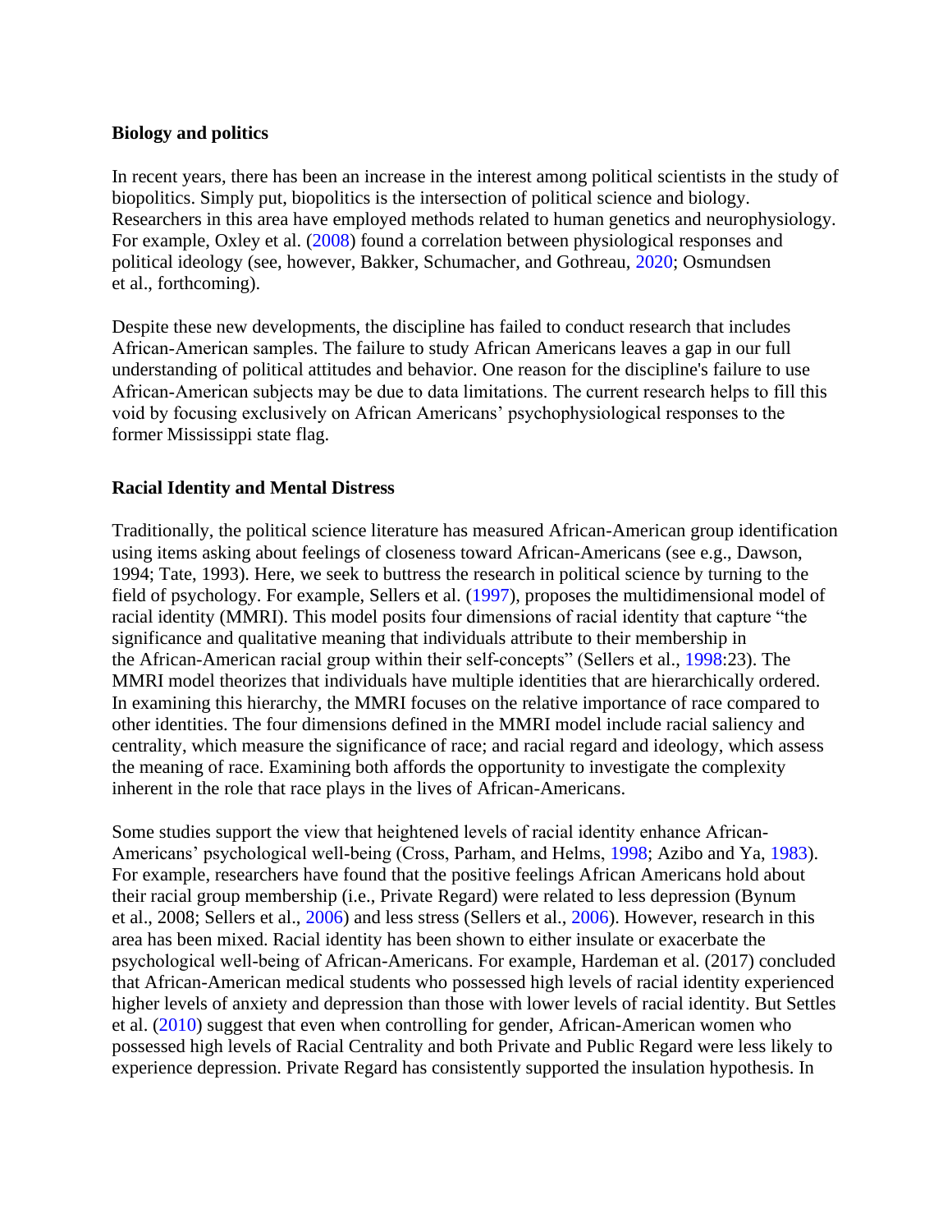**Biology and politics**

In recent years, there has been an increase in the interest among political scientists in the study of biopolitics. Simply put, biopolitics is the intersection of political science and biology. Researchers in this area have employed methods related to human genetics and neurophysiology. For example, Oxley et al. (2008) found a correlation between physiological responses and political ideology (see, however, Bakker, Schumacher, and Gothreau, 2020; Osmundsen et al., forthcoming).

Despite these new developments, the discipline has failed to conduct research that includes African-American samples. The failure to study African Americans leaves a gap in our full understanding of political attitudes and behavior. One reason for the discipline's failure to use African-American subjects may be due to data limitations. The current research helps to fill this void by focusing exclusively on African Americans' psychophysiological responses to the former Mississippi state flag.

**Racial Identity and Mental Distress**

Traditionally, the political science literature has measured African-American group identification using items asking about feelings of closeness toward African-Americans (see e.g., Dawson, 1994; Tate, 1993). Here, we seek to buttress the research in political science by turning to the field of psychology. For example, Sellers et al. (1997), proposes the multidimensional model of racial identity (MMRI). This model posits four dimensions of racial identity that capture "the significance and qualitative meaning that individuals attribute to their membership in the African-American racial group within their self-concepts" (Sellers et al., 1998:23). The MMRI model theorizes that individuals have multiple identities that are hierarchically ordered. In examining this hierarchy, the MMRI focuses on the relative importance of race compared to other identities. The four dimensions defined in the MMRI model include racial saliency and centrality, which measure the significance of race; and racial regard and ideology, which assess the meaning of race. Examining both affords the opportunity to investigate the complexity inherent in the role that race plays in the lives of African-Americans.

Some studies support the view that heightened levels of racial identity enhance African-Americans' psychological well-being (Cross, Parham, and Helms, 1998; Azibo and Ya, 1983). For example, researchers have found that the positive feelings African Americans hold about their racial group membership (i.e., Private Regard) were related to less depression (Bynum et al., 2008; Sellers et al., 2006) and less stress (Sellers et al., 2006). However, research in this area has been mixed. Racial identity has been shown to either insulate or exacerbate the psychological well-being of African-Americans. For example, Hardeman et al. (2017) concluded that African-American medical students who possessed high levels of racial identity experienced higher levels of anxiety and depression than those with lower levels of racial identity. But Settles et al. (2010) suggest that even when controlling for gender, African-American women who possessed high levels of Racial Centrality and both Private and Public Regard were less likely to experience depression. Private Regard has consistently supported the insulation hypothesis. In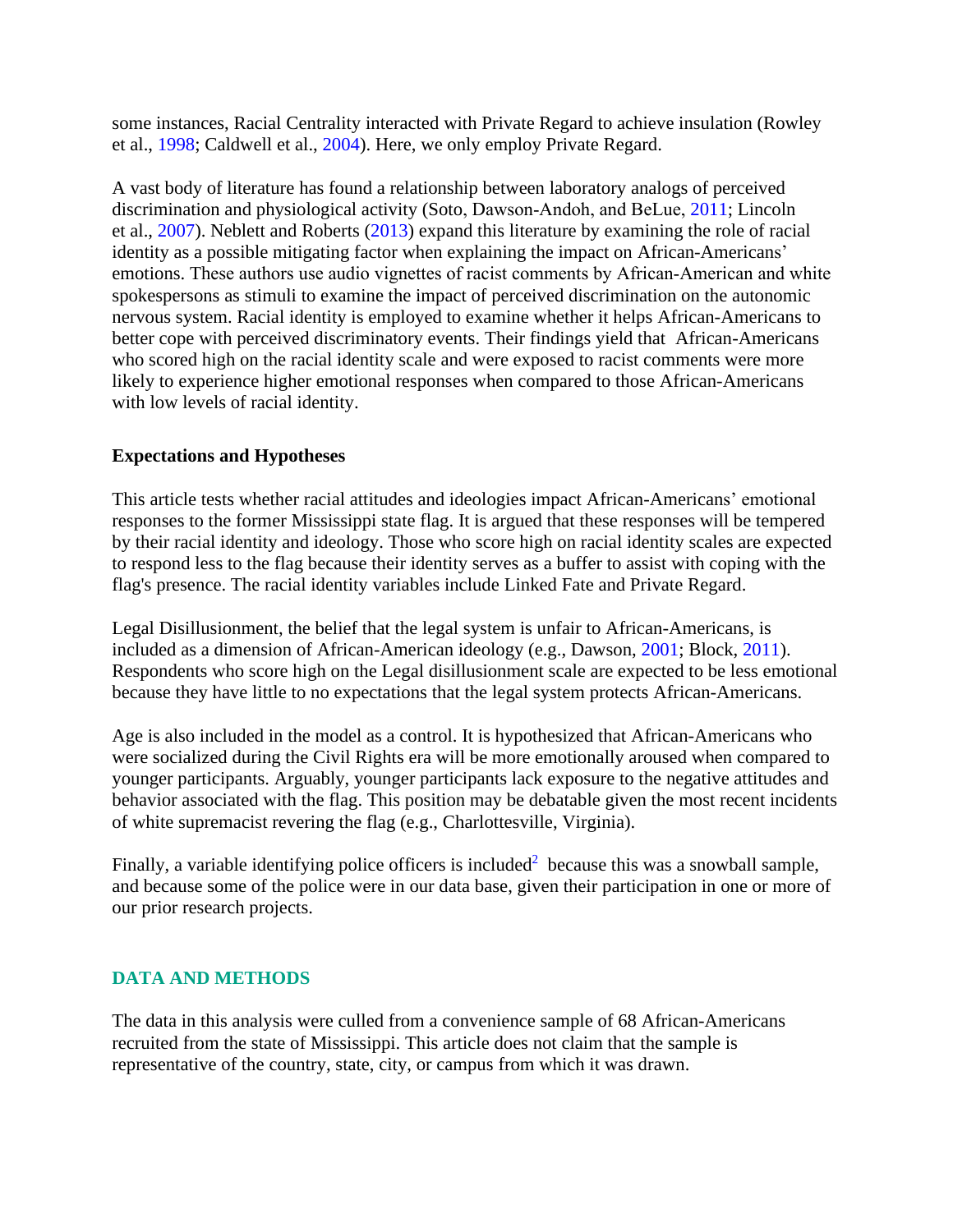some instances, Racial Centrality interacted with Private Regard to achieve insulation (Rowley et al., 1998; Caldwell et al., 2004). Here, we only employ Private Regard.

A vast body of literature has found a relationship between laboratory analogs of perceived discrimination and physiological activity (Soto, Dawson-Andoh, and BeLue, 2011; Lincoln et al., 2007). Neblett and Roberts (2013) expand this literature by examining the role of racial identity as a possible mitigating factor when explaining the impact on African-Americans' emotions. These authors use audio vignettes of racist comments by African-American and white spokespersons as stimuli to examine the impact of perceived discrimination on the autonomic nervous system. Racial identity is employed to examine whether it helps African-Americans to better cope with perceived discriminatory events. Their findings yield that African-Americans who scored high on the racial identity scale and were exposed to racist comments were more likely to experience higher emotional responses when compared to those African-Americans with low levels of racial identity.

### Expectations and Hypotheses

This article tests whether racial attitudes and ideologies impact African-Americans' emotional responses to the former Mississippi state flag. It is argued that these responses will be tempered by their racial identity and ideology. Those who score high on racial identity scales are expected to respond less to the flag because their identity serves as a buffer to assist with coping with the flag's presence. The racial identity variables include Linked Fate and Private Regard.

Legal Disillusionment, the belief that the legal system is unfair to African-Americans, is included as a dimension of African-American ideology (e.g., Dawson, 2001; Block, 2011). Respondents who score high on the Legal disillusionment scale are expected to be less emotional because they have little to no expectations that the legal system protects African-Americans.

Age is also included in the model as a control. It is hypothesized that African-Americans who were socialized during the Civil Rights era will be more emotionally aroused when compared to younger participants. Arguably, younger participants lack exposure to the negative attitudes and behavior associated with the flag. This position may be debatable given the most recent incidents of white supremacist revering the flag (e.g., Charlottesville, Virginia).

Finally, a variable identifying police officers is included[2] because this was a snowball sample, and because some of the police were in our data base, given their participation in one or more of our prior research projects.

## DATA AND METHODS

The data in this analysis were culled from a convenience sample of 68 African-Americans recruited from the state of Mississippi. This article does not claim that the sample is representative of the country, state, city, or campus from which it was drawn.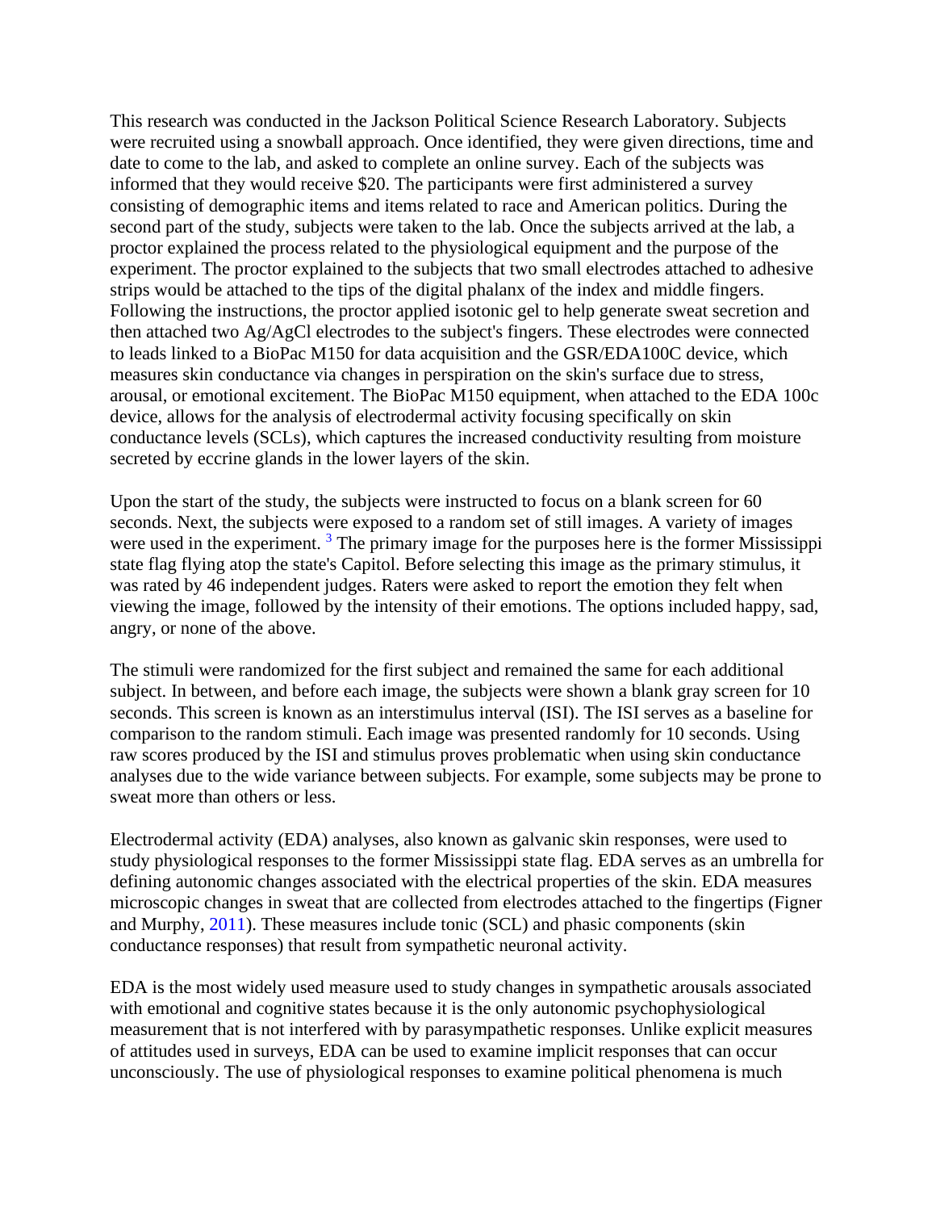This research was conducted in the Jackson Political Science Research Laboratory. Subjects were recruited using a snowball approach. Once identified, they were given directions, time and date to come to the lab, and asked to complete an online survey. Each of the subjects was informed that they would receive $20. The participants were first administered a survey consisting of demographic items and items related to race and American politics. During the second part of the study, subjects were taken to the lab. Once the subjects arrived at the lab, a proctor explained the process related to the physiological equipment and the purpose of the experiment. The proctor explained to the subjects that two small electrodes attached to adhesive strips would be attached to the tips of the digital phalanx of the index and middle fingers. Following the instructions, the proctor applied isotonic gel to help generate sweat secretion and then attached two Ag/AgCl electrodes to the subject's fingers. These electrodes were connected to leads linked to a BioPac M150 for data acquisition and the GSR/EDA100C device, which measures skin conductance via changes in perspiration on the skin's surface due to stress, arousal, or emotional excitement. The BioPac M150 equipment, when attached to the EDA 100c device, allows for the analysis of electrodermal activity focusing specifically on skin conductance levels (SCLs), which captures the increased conductivity resulting from moisture secreted by eccrine glands in the lower layers of the skin.

Upon the start of the study, the subjects were instructed to focus on a blank screen for 60 seconds. Next, the subjects were exposed to a random set of still images. A variety of images were used in the experiment. [3] The primary image for the purposes here is the former Mississippi state flag flying atop the state's Capitol. Before selecting this image as the primary stimulus, it was rated by 46 independent judges. Raters were asked to report the emotion they felt when viewing the image, followed by the intensity of their emotions. The options included happy, sad, angry, or none of the above.

The stimuli were randomized for the first subject and remained the same for each additional subject. In between, and before each image, the subjects were shown a blank gray screen for 10 seconds. This screen is known as an interstimulus interval (ISI). The ISI serves as a baseline for comparison to the random stimuli. Each image was presented randomly for 10 seconds. Using raw scores produced by the ISI and stimulus proves problematic when using skin conductance analyses due to the wide variance between subjects. For example, some subjects may be prone to sweat more than others or less.

Electrodermal activity (EDA) analyses, also known as galvanic skin responses, were used to study physiological responses to the former Mississippi state flag. EDA serves as an umbrella for defining autonomic changes associated with the electrical properties of the skin. EDA measures microscopic changes in sweat that are collected from electrodes attached to the fingertips (Figner and Murphy, 2011). These measures include tonic (SCL) and phasic components (skin conductance responses) that result from sympathetic neuronal activity.

EDA is the most widely used measure used to study changes in sympathetic arousals associated with emotional and cognitive states because it is the only autonomic psychophysiological measurement that is not interfered with by parasympathetic responses. Unlike explicit measures of attitudes used in surveys, EDA can be used to examine implicit responses that can occur unconsciously. The use of physiological responses to examine political phenomena is much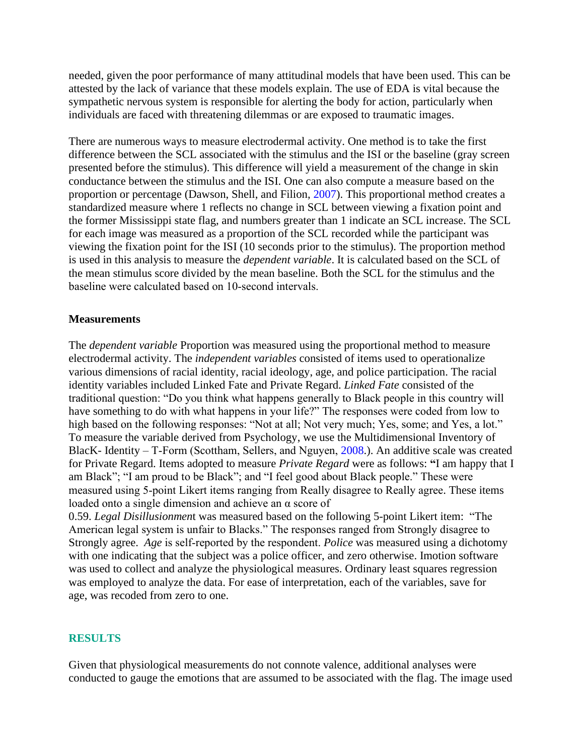needed, given the poor performance of many attitudinal models that have been used. This can be attested by the lack of variance that these models explain. The use of EDA is vital because the sympathetic nervous system is responsible for alerting the body for action, particularly when individuals are faced with threatening dilemmas or are exposed to traumatic images.

There are numerous ways to measure electrodermal activity. One method is to take the first difference between the SCL associated with the stimulus and the ISI or the baseline (gray screen presented before the stimulus). This difference will yield a measurement of the change in skin conductance between the stimulus and the ISI. One can also compute a measure based on the proportion or percentage (Dawson, Shell, and Filion, 2007). This proportional method creates a standardized measure where 1 reflects no change in SCL between viewing a fixation point and the former Mississippi state flag, and numbers greater than 1 indicate an SCL increase. The SCL for each image was measured as a proportion of the SCL recorded while the participant was viewing the fixation point for the ISI (10 seconds prior to the stimulus). The proportion method is used in this analysis to measure the *dependent variable*. It is calculated based on the SCL of the mean stimulus score divided by the mean baseline. Both the SCL for the stimulus and the baseline were calculated based on 10-second intervals.

**Measurements**

The *dependent variable* Proportion was measured using the proportional method to measure electrodermal activity. The *independent variables* consisted of items used to operationalize various dimensions of racial identity, racial ideology, age, and police participation. The racial identity variables included Linked Fate and Private Regard. *Linked Fate* consisted of the traditional question: "Do you think what happens generally to Black people in this country will have something to do with what happens in your life?" The responses were coded from low to high based on the following responses: "Not at all; Not very much; Yes, some; and Yes, a lot." To measure the variable derived from Psychology, we use the Multidimensional Inventory of BlacK- Identity – T-Form (Scottham, Sellers, and Nguyen, 2008.). An additive scale was created for Private Regard. Items adopted to measure *Private Regard* were as follows: **"**I am happy that I am Black"; "I am proud to be Black"; and "I feel good about Black people." These were measured using 5-point Likert items ranging from Really disagree to Really agree. These items loaded onto a single dimension and achieve an α score of 0.59. *Legal Disillusionment* was measured based on the following 5-point Likert item: "The American legal system is unfair to Blacks." The responses ranged from Strongly disagree to Strongly agree. *Age* is self-reported by the respondent. *Police* was measured using a dichotomy with one indicating that the subject was a police officer, and zero otherwise. Imotion software was used to collect and analyze the physiological measures. Ordinary least squares regression was employed to analyze the data. For ease of interpretation, each of the variables, save for age, was recoded from zero to one.

## RESULTS

Given that physiological measurements do not connote valence, additional analyses were conducted to gauge the emotions that are assumed to be associated with the flag. The image used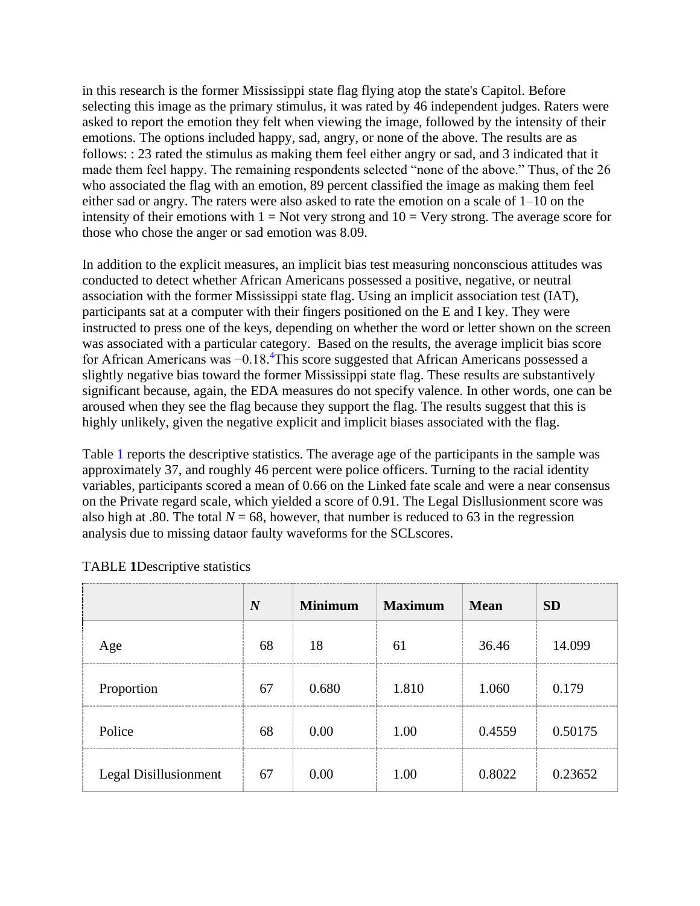in this research is the former Mississippi state flag flying atop the state's Capitol. Before selecting this image as the primary stimulus, it was rated by 46 independent judges. Raters were asked to report the emotion they felt when viewing the image, followed by the intensity of their emotions. The options included happy, sad, angry, or none of the above. The results are as follows: : 23 rated the stimulus as making them feel either angry or sad, and 3 indicated that it made them feel happy. The remaining respondents selected "none of the above." Thus, of the 26 who associated the flag with an emotion, 89 percent classified the image as making them feel either sad or angry. The raters were also asked to rate the emotion on a scale of 1–10 on the intensity of their emotions with 1 = Not very strong and 10 = Very strong. The average score for those who chose the anger or sad emotion was 8.09.

In addition to the explicit measures, an implicit bias test measuring nonconscious attitudes was conducted to detect whether African Americans possessed a positive, negative, or neutral association with the former Mississippi state flag. Using an implicit association test (IAT), participants sat at a computer with their fingers positioned on the E and I key. They were instructed to press one of the keys, depending on whether the word or letter shown on the screen was associated with a particular category. Based on the results, the average implicit bias score for African Americans was −0.18.[4]This score suggested that African Americans possessed a slightly negative bias toward the former Mississippi state flag. These results are substantively significant because, again, the EDA measures do not specify valence. In other words, one can be aroused when they see the flag because they support the flag. The results suggest that this is highly unlikely, given the negative explicit and implicit biases associated with the flag.

Table 1 reports the descriptive statistics. The average age of the participants in the sample was approximately 37, and roughly 46 percent were police officers. Turning to the racial identity variables, participants scored a mean of 0.66 on the Linked fate scale and were a near consensus on the Private regard scale, which yielded a score of 0.91. The Legal Dislllusionment score was also high at .80. The total *N* = 68, however, that number is reduced to 63 in the regression analysis due to missing dataor faulty waveforms for the SCLscores.

TABLE **1**Descriptive statistics

| | ***N*** | **Minimum** | **Maximum** | **Mean** | **SD** |
|---|---|---|---|---|---|
| Age | 68 | 18 | 61 | 36.46 | 14.099 |
| Proportion | 67 | 0.680 | 1.810 | 1.060 | 0.179 |
| Police | 68 | 0.00 | 1.00 | 0.4559 | 0.50175 |
| Legal Disillusionment | 67 | 0.00 | 1.00 | 0.8022 | 0.23652 |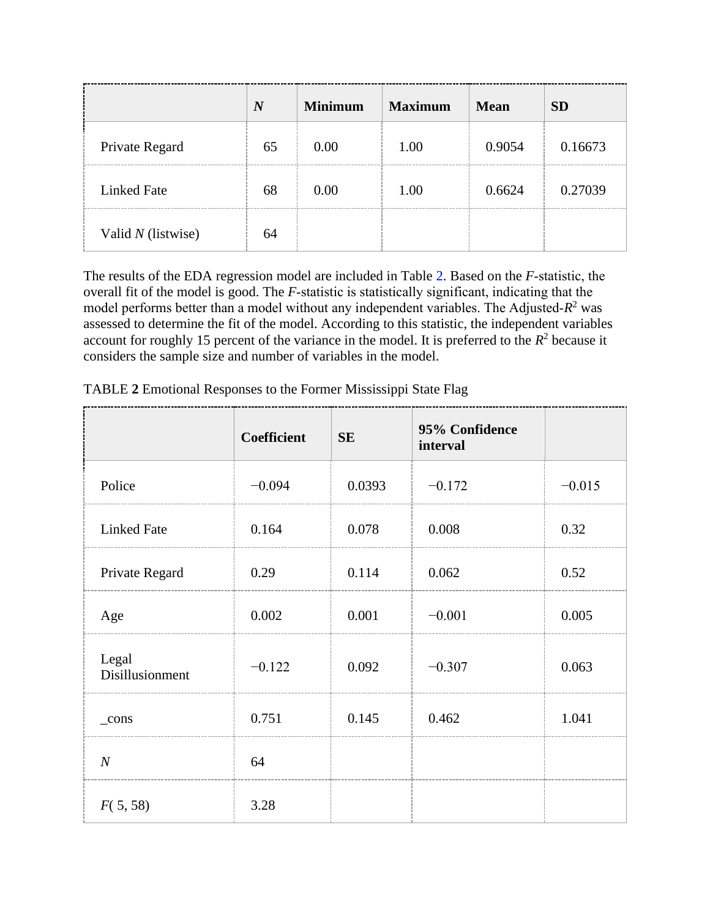|  | *N* | Minimum | Maximum | Mean | SD |
| --- | --- | --- | --- | --- | --- |
| Private Regard | 65 | 0.00 | 1.00 | 0.9054 | 0.16673 |
| Linked Fate | 68 | 0.00 | 1.00 | 0.6624 | 0.27039 |
| Valid *N* (listwise) | 64 |  |  |  |  |

The results of the EDA regression model are included in Table 2. Based on the *F*-statistic, the overall fit of the model is good. The *F*-statistic is statistically significant, indicating that the model performs better than a model without any independent variables. The Adjusted-$R^2$ was assessed to determine the fit of the model. According to this statistic, the independent variables account for roughly 15 percent of the variance in the model. It is preferred to the $R^2$ because it considers the sample size and number of variables in the model.

TABLE **2** Emotional Responses to the Former Mississippi State Flag

|  | Coefficient | SE | 95% Confidence interval |  |
| --- | --- | --- | --- | --- |
| Police | −0.094 | 0.0393 | −0.172 | −0.015 |
| Linked Fate | 0.164 | 0.078 | 0.008 | 0.32 |
| Private Regard | 0.29 | 0.114 | 0.062 | 0.52 |
| Age | 0.002 | 0.001 | −0.001 | 0.005 |
| Legal Disillusionment | −0.122 | 0.092 | −0.307 | 0.063 |
| _cons | 0.751 | 0.145 | 0.462 | 1.041 |
| *N* | 64 |  |  |  |
| $F(5, 58)$ | 3.28 |  |  |  |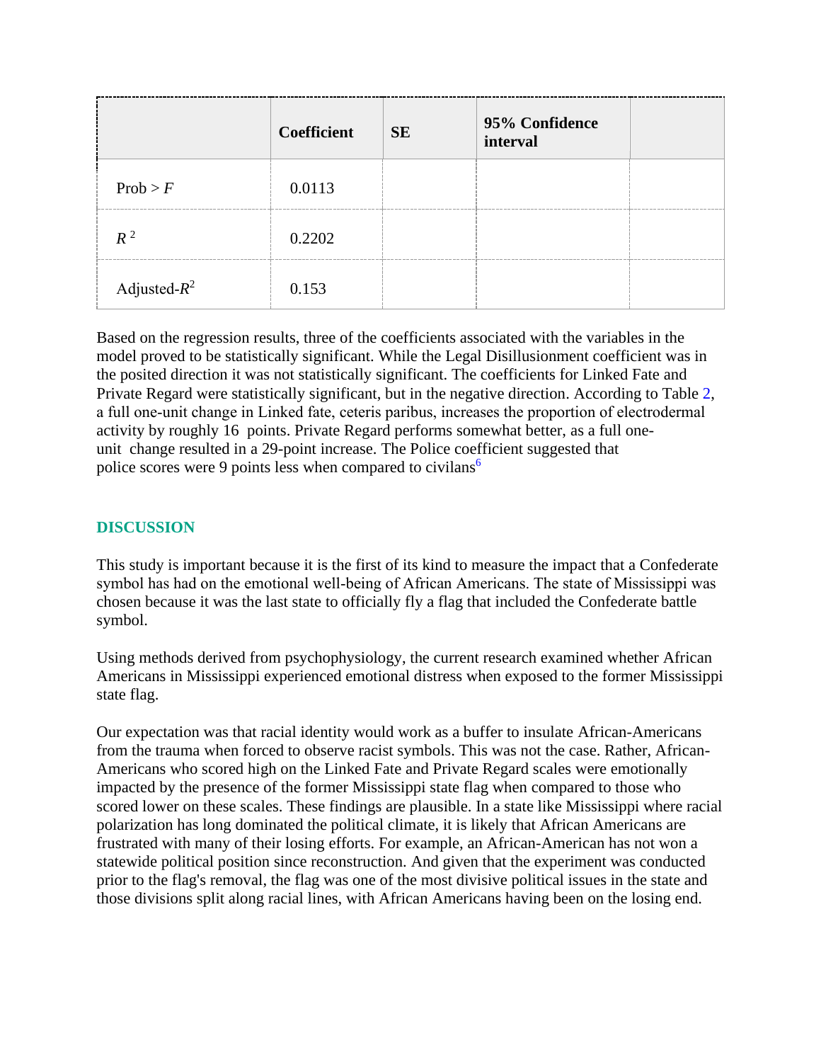|  | Coefficient | SE | 95% Confidence interval |  |
|---|---|---|---|---|
| Prob > $F$ | 0.0113 |  |  |  |
| $R^2$ | 0.2202 |  |  |  |
| Adjusted-$R^2$ | 0.153 |  |  |  |

Based on the regression results, three of the coefficients associated with the variables in the model proved to be statistically significant. While the Legal Disillusionment coefficient was in the posited direction it was not statistically significant. The coefficients for Linked Fate and Private Regard were statistically significant, but in the negative direction. According to Table 2, a full one-unit change in Linked fate, ceteris paribus, increases the proportion of electrodermal activity by roughly 16 points. Private Regard performs somewhat better, as a full one-unit change resulted in a 29-point increase. The Police coefficient suggested that police scores were 9 points less when compared to civilans[6]

## DISCUSSION

This study is important because it is the first of its kind to measure the impact that a Confederate symbol has had on the emotional well-being of African Americans. The state of Mississippi was chosen because it was the last state to officially fly a flag that included the Confederate battle symbol.

Using methods derived from psychophysiology, the current research examined whether African Americans in Mississippi experienced emotional distress when exposed to the former Mississippi state flag.

Our expectation was that racial identity would work as a buffer to insulate African-Americans from the trauma when forced to observe racist symbols. This was not the case. Rather, African-Americans who scored high on the Linked Fate and Private Regard scales were emotionally impacted by the presence of the former Mississippi state flag when compared to those who scored lower on these scales. These findings are plausible. In a state like Mississippi where racial polarization has long dominated the political climate, it is likely that African Americans are frustrated with many of their losing efforts. For example, an African-American has not won a statewide political position since reconstruction. And given that the experiment was conducted prior to the flag's removal, the flag was one of the most divisive political issues in the state and those divisions split along racial lines, with African Americans having been on the losing end.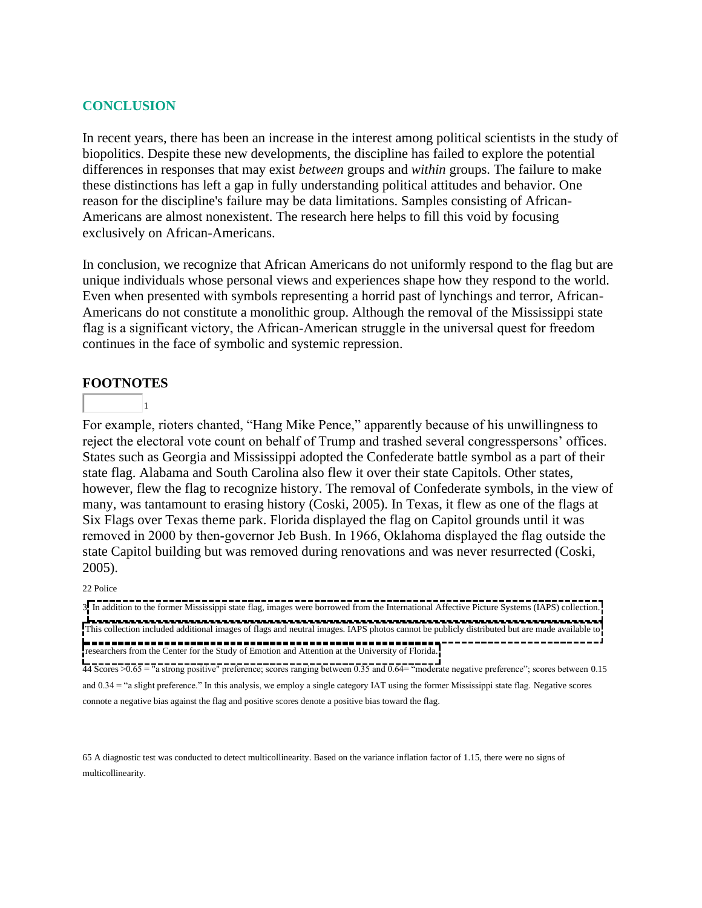## CONCLUSION

In recent years, there has been an increase in the interest among political scientists in the study of biopolitics. Despite these new developments, the discipline has failed to explore the potential differences in responses that may exist *between* groups and *within* groups. The failure to make these distinctions has left a gap in fully understanding political attitudes and behavior. One reason for the discipline's failure may be data limitations. Samples consisting of African-Americans are almost nonexistent. The research here helps to fill this void by focusing exclusively on African-Americans.

In conclusion, we recognize that African Americans do not uniformly respond to the flag but are unique individuals whose personal views and experiences shape how they respond to the world. Even when presented with symbols representing a horrid past of lynchings and terror, African-Americans do not constitute a monolithic group. Although the removal of the Mississippi state flag is a significant victory, the African-American struggle in the universal quest for freedom continues in the face of symbolic and systemic repression.

## FOOTNOTES

1

For example, rioters chanted, "Hang Mike Pence," apparently because of his unwillingness to reject the electoral vote count on behalf of Trump and trashed several congresspersons' offices. States such as Georgia and Mississippi adopted the Confederate battle symbol as a part of their state flag. Alabama and South Carolina also flew it over their state Capitols. Other states, however, flew the flag to recognize history. The removal of Confederate symbols, in the view of many, was tantamount to erasing history (Coski, 2005). In Texas, it flew as one of the flags at Six Flags over Texas theme park. Florida displayed the flag on Capitol grounds until it was removed in 2000 by then-governor Jeb Bush. In 1966, Oklahoma displayed the flag outside the state Capitol building but was removed during renovations and was never resurrected (Coski, 2005).

22 Police

3 In addition to the former Mississippi state flag, images were borrowed from the International Affective Picture Systems (IAPS) collection. This collection included additional images of flags and neutral images. IAPS photos cannot be publicly distributed but are made available to researchers from the Center for the Study of Emotion and Attention at the University of Florida.

44 Scores >0.65 = "a strong positive" preference; scores ranging between 0.35 and 0.64= "moderate negative preference"; scores between 0.15 and 0.34 = "a slight preference." In this analysis, we employ a single category IAT using the former Mississippi state flag. Negative scores connote a negative bias against the flag and positive scores denote a positive bias toward the flag.

65 A diagnostic test was conducted to detect multicollinearity. Based on the variance inflation factor of 1.15, there were no signs of multicollinearity.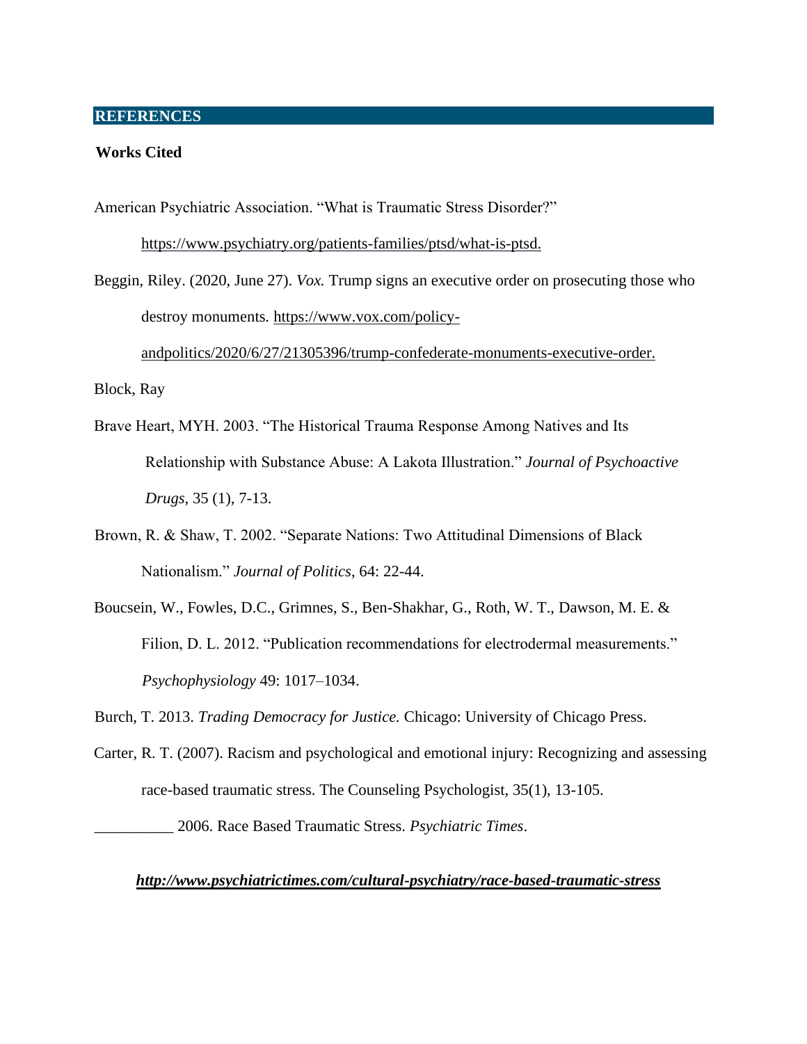## REFERENCES

**Works Cited**

American Psychiatric Association. "What is Traumatic Stress Disorder?" https://www.psychiatry.org/patients-families/ptsd/what-is-ptsd.

Beggin, Riley. (2020, June 27). *Vox.* Trump signs an executive order on prosecuting those who destroy monuments. https://www.vox.com/policy-andpolitics/2020/6/27/21305396/trump-confederate-monuments-executive-order.

Block, Ray

Brave Heart, MYH. 2003. "The Historical Trauma Response Among Natives and Its Relationship with Substance Abuse: A Lakota Illustration." *Journal of Psychoactive Drugs*, 35 (1), 7-13.

Brown, R. & Shaw, T. 2002. "Separate Nations: Two Attitudinal Dimensions of Black Nationalism." *Journal of Politics,* 64: 22-44.

Boucsein, W., Fowles, D.C., Grimnes, S., Ben-Shakhar, G., Roth, W. T., Dawson, M. E. & Filion, D. L. 2012. "Publication recommendations for electrodermal measurements." *Psychophysiology* 49: 1017–1034.

Burch, T. 2013. *Trading Democracy for Justice.* Chicago: University of Chicago Press.

Carter, R. T. (2007). Racism and psychological and emotional injury: Recognizing and assessing race-based traumatic stress. The Counseling Psychologist, 35(1), 13-105.

__________ 2006. Race Based Traumatic Stress. *Psychiatric Times*.

***http://www.psychiatrictimes.com/cultural-psychiatry/race-based-traumatic-stress***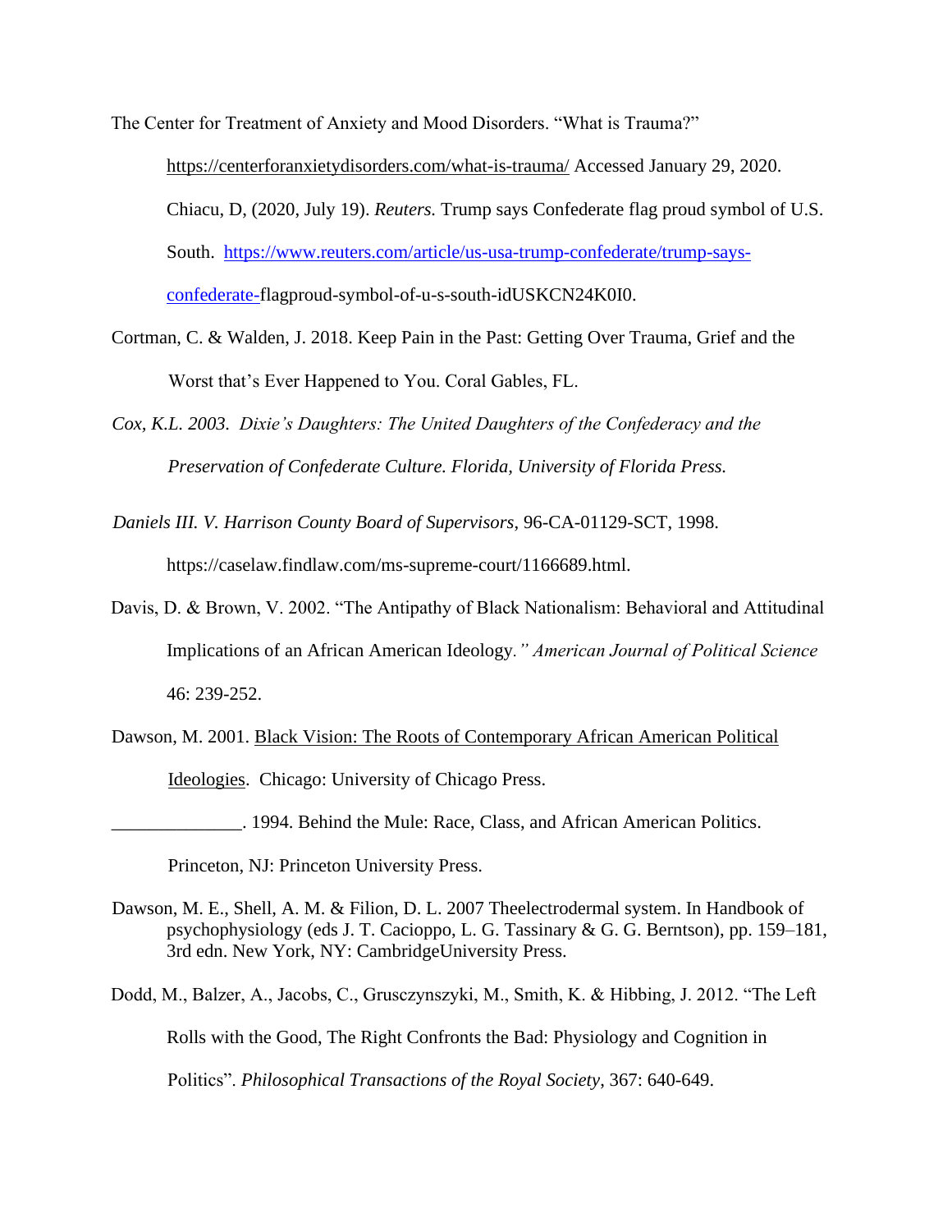The Center for Treatment of Anxiety and Mood Disorders. "What is Trauma?" https://centerforanxietydisorders.com/what-is-trauma/ Accessed January 29, 2020.

Chiacu, D, (2020, July 19). *Reuters.* Trump says Confederate flag proud symbol of U.S. South. https://www.reuters.com/article/us-usa-trump-confederate/trump-says-confederate-flagproud-symbol-of-u-s-south-idUSKCN24K0I0.

Cortman, C. & Walden, J. 2018. Keep Pain in the Past: Getting Over Trauma, Grief and the Worst that's Ever Happened to You. Coral Gables, FL.

*Cox, K.L. 2003. Dixie's Daughters: The United Daughters of the Confederacy and the Preservation of Confederate Culture. Florida, University of Florida Press.*

*Daniels III. V. Harrison County Board of Supervisors*, 96-CA-01129-SCT, 1998. https://caselaw.findlaw.com/ms-supreme-court/1166689.html.

Davis, D. & Brown, V. 2002. "The Antipathy of Black Nationalism: Behavioral and Attitudinal Implications of an African American Ideology*." American Journal of Political Science* 46: 239-252.

Dawson, M. 2001. Black Vision: The Roots of Contemporary African American Political Ideologies. Chicago: University of Chicago Press.

______________. 1994. Behind the Mule: Race, Class, and African American Politics. Princeton, NJ: Princeton University Press.

Dawson, M. E., Shell, A. M. & Filion, D. L. 2007 Theelectrodermal system. In Handbook of psychophysiology (eds J. T. Cacioppo, L. G. Tassinary & G. G. Berntson), pp. 159–181, 3rd edn. New York, NY: CambridgeUniversity Press.

Dodd, M., Balzer, A., Jacobs, C., Grusczynszyki, M., Smith, K. & Hibbing, J. 2012. "The Left Rolls with the Good, The Right Confronts the Bad: Physiology and Cognition in Politics". *Philosophical Transactions of the Royal Society*, 367: 640-649.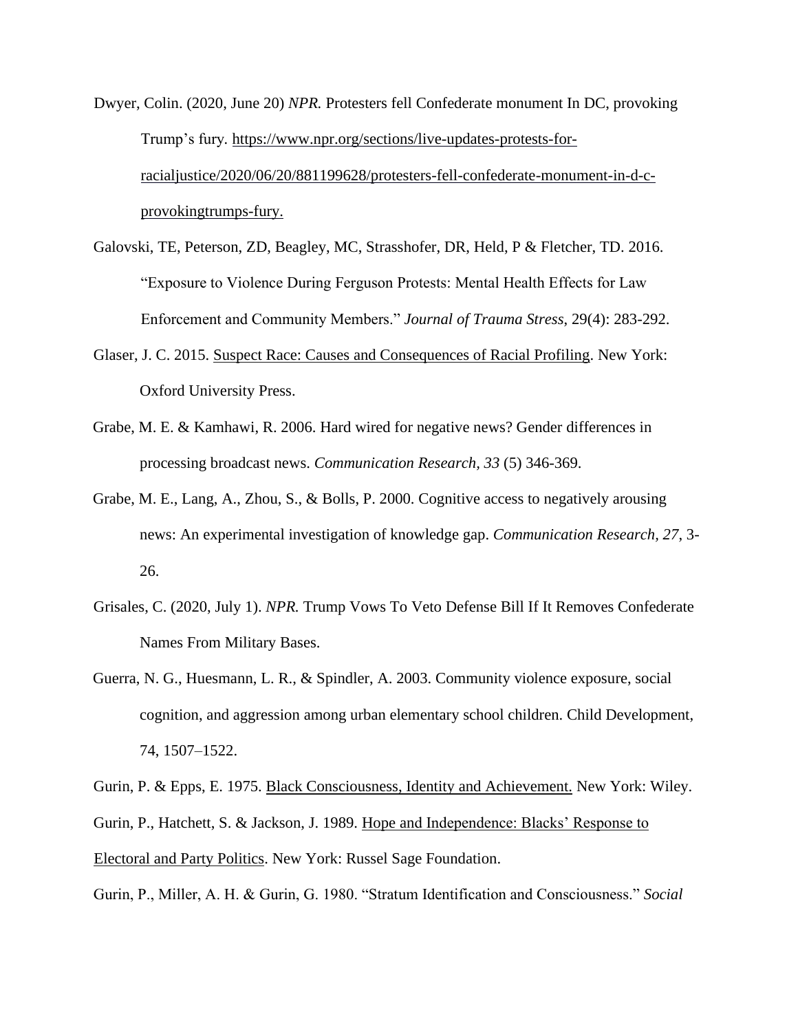Dwyer, Colin. (2020, June 20) *NPR.* Protesters fell Confederate monument In DC, provoking Trump's fury. https://www.npr.org/sections/live-updates-protests-for-racialjustice/2020/06/20/881199628/protesters-fell-confederate-monument-in-d-c-provokingtrumps-fury.

Galovski, TE, Peterson, ZD, Beagley, MC, Strasshofer, DR, Held, P & Fletcher, TD. 2016. "Exposure to Violence During Ferguson Protests: Mental Health Effects for Law Enforcement and Community Members." *Journal of Trauma Stress*, 29(4): 283-292.

Glaser, J. C. 2015. Suspect Race: Causes and Consequences of Racial Profiling. New York: Oxford University Press.

Grabe, M. E. & Kamhawi, R. 2006. Hard wired for negative news? Gender differences in processing broadcast news. *Communication Research, 33* (5) 346-369.

Grabe, M. E., Lang, A., Zhou, S., & Bolls, P. 2000. Cognitive access to negatively arousing news: An experimental investigation of knowledge gap. *Communication Research, 27,* 3-26.

Grisales, C. (2020, July 1). *NPR.* Trump Vows To Veto Defense Bill If It Removes Confederate Names From Military Bases.

Guerra, N. G., Huesmann, L. R., & Spindler, A. 2003. Community violence exposure, social cognition, and aggression among urban elementary school children. Child Development, 74, 1507–1522.

Gurin, P. & Epps, E. 1975. Black Consciousness, Identity and Achievement. New York: Wiley.

Gurin, P., Hatchett, S. & Jackson, J. 1989. Hope and Independence: Blacks' Response to Electoral and Party Politics. New York: Russel Sage Foundation.

Gurin, P., Miller, A. H. & Gurin, G. 1980. "Stratum Identification and Consciousness." *Social*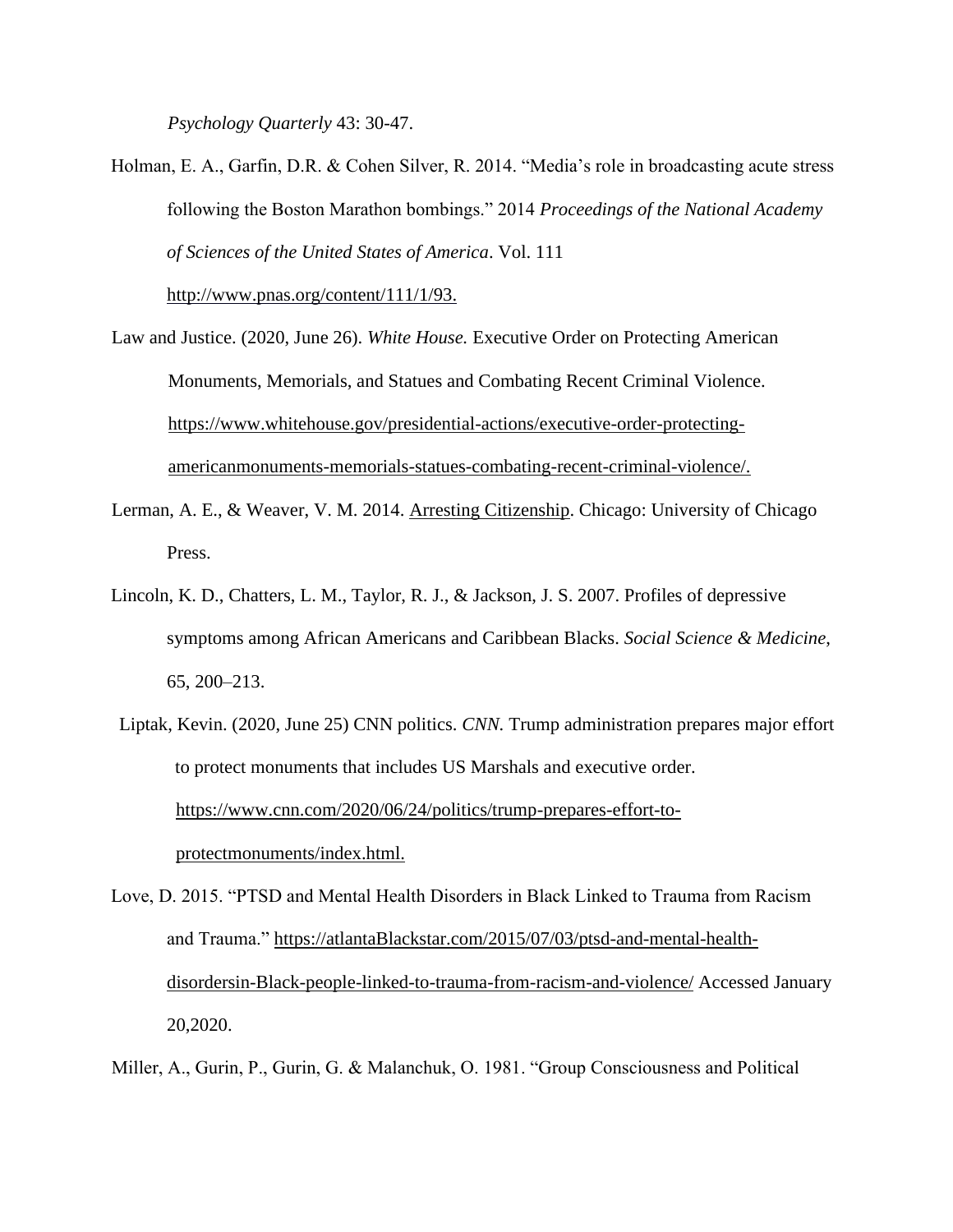*Psychology Quarterly* 43: 30-47.

Holman, E. A., Garfin, D.R. & Cohen Silver, R. 2014. "Media's role in broadcasting acute stress following the Boston Marathon bombings." 2014 *Proceedings of the National Academy of Sciences of the United States of America*. Vol. 111 http://www.pnas.org/content/111/1/93.

Law and Justice. (2020, June 26). *White House.* Executive Order on Protecting American Monuments, Memorials, and Statues and Combating Recent Criminal Violence. https://www.whitehouse.gov/presidential-actions/executive-order-protecting-americanmonuments-memorials-statues-combating-recent-criminal-violence/.

Lerman, A. E., & Weaver, V. M. 2014. Arresting Citizenship. Chicago: University of Chicago Press.

Lincoln, K. D., Chatters, L. M., Taylor, R. J., & Jackson, J. S. 2007. Profiles of depressive symptoms among African Americans and Caribbean Blacks. *Social Science & Medicine*, 65, 200–213.

Liptak, Kevin. (2020, June 25) CNN politics. *CNN.* Trump administration prepares major effort to protect monuments that includes US Marshals and executive order. https://www.cnn.com/2020/06/24/politics/trump-prepares-effort-to-protectmonuments/index.html.

Love, D. 2015. "PTSD and Mental Health Disorders in Black Linked to Trauma from Racism and Trauma." https://atlantaBlackstar.com/2015/07/03/ptsd-and-mental-health-disordersin-Black-people-linked-to-trauma-from-racism-and-violence/ Accessed January 20,2020.

Miller, A., Gurin, P., Gurin, G. & Malanchuk, O. 1981. "Group Consciousness and Political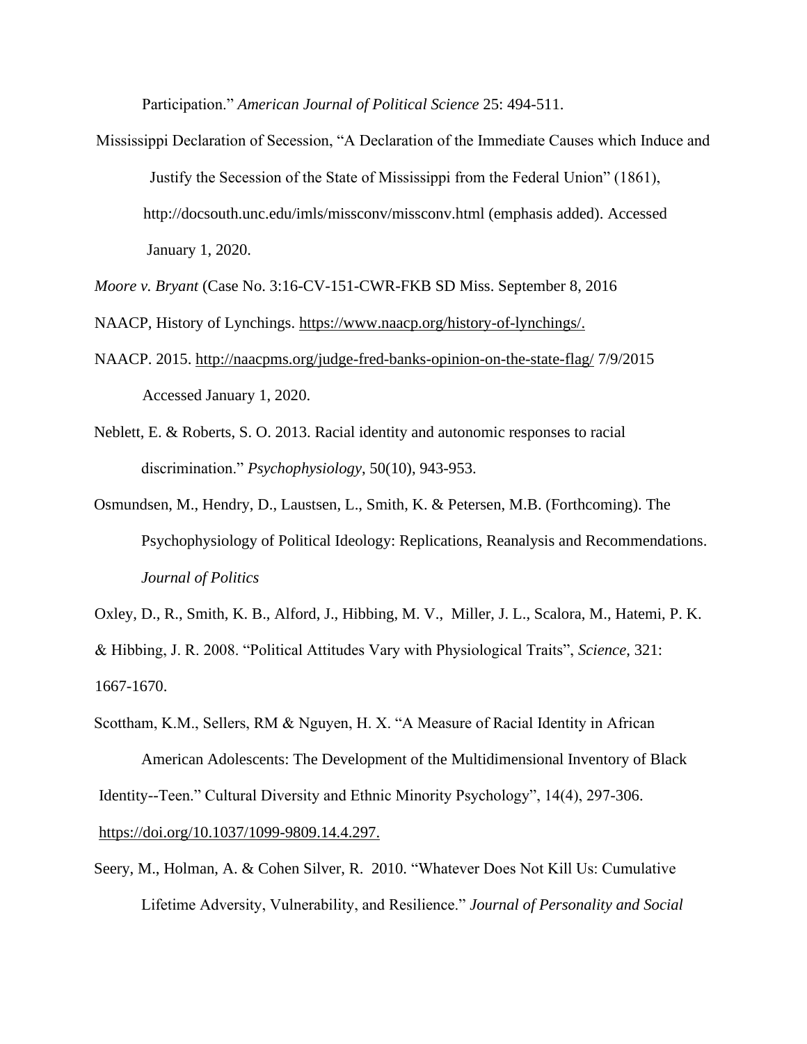Participation." *American Journal of Political Science* 25: 494-511.

Mississippi Declaration of Secession, "A Declaration of the Immediate Causes which Induce and Justify the Secession of the State of Mississippi from the Federal Union" (1861), http://docsouth.unc.edu/imls/missconv/missconv.html (emphasis added). Accessed January 1, 2020.

*Moore v. Bryant* (Case No. 3:16-CV-151-CWR-FKB SD Miss. September 8, 2016

NAACP, History of Lynchings. https://www.naacp.org/history-of-lynchings/.

NAACP. 2015. http://naacpms.org/judge-fred-banks-opinion-on-the-state-flag/ 7/9/2015 Accessed January 1, 2020.

Neblett, E. & Roberts, S. O. 2013. Racial identity and autonomic responses to racial discrimination." *Psychophysiology*, 50(10), 943-953.

Osmundsen, M., Hendry, D., Laustsen, L., Smith, K. & Petersen, M.B. (Forthcoming). The Psychophysiology of Political Ideology: Replications, Reanalysis and Recommendations. *Journal of Politics*

Oxley, D., R., Smith, K. B., Alford, J., Hibbing, M. V., Miller, J. L., Scalora, M., Hatemi, P. K. & Hibbing, J. R. 2008. "Political Attitudes Vary with Physiological Traits", *Science*, 321: 1667-1670.

Scottham, K.M., Sellers, RM & Nguyen, H. X. "A Measure of Racial Identity in African American Adolescents: The Development of the Multidimensional Inventory of Black Identity--Teen." Cultural Diversity and Ethnic Minority Psychology", 14(4), 297-306. https://doi.org/10.1037/1099-9809.14.4.297.

Seery, M., Holman, A. & Cohen Silver, R. 2010. "Whatever Does Not Kill Us: Cumulative Lifetime Adversity, Vulnerability, and Resilience." *Journal of Personality and Social*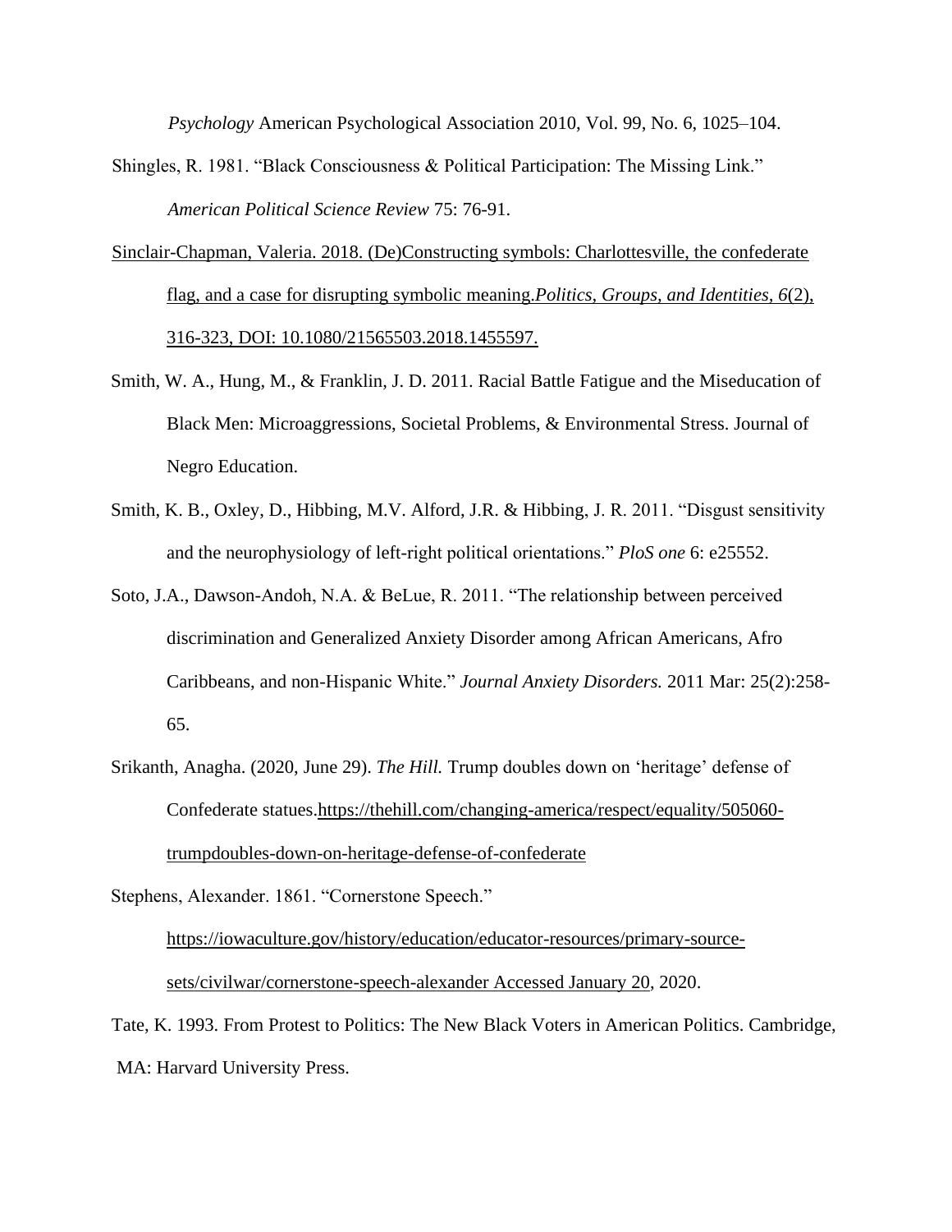*Psychology* American Psychological Association 2010, Vol. 99, No. 6, 1025–104.

Shingles, R. 1981. "Black Consciousness & Political Participation: The Missing Link." *American Political Science Review* 75: 76-91.

Sinclair-Chapman, Valeria. 2018. (De)Constructing symbols: Charlottesville, the confederate flag, and a case for disrupting symbolic meaning.*Politics, Groups, and Identities, 6*(2), 316-323, DOI: 10.1080/21565503.2018.1455597.

Smith, W. A., Hung, M., & Franklin, J. D. 2011. Racial Battle Fatigue and the Miseducation of Black Men: Microaggressions, Societal Problems, & Environmental Stress. Journal of Negro Education.

Smith, K. B., Oxley, D., Hibbing, M.V. Alford, J.R. & Hibbing, J. R. 2011. "Disgust sensitivity and the neurophysiology of left-right political orientations." *PloS one* 6: e25552.

Soto, J.A., Dawson-Andoh, N.A. & BeLue, R. 2011. "The relationship between perceived discrimination and Generalized Anxiety Disorder among African Americans, Afro Caribbeans, and non-Hispanic White." *Journal Anxiety Disorders.* 2011 Mar: 25(2):258-65.

Srikanth, Anagha. (2020, June 29). *The Hill.* Trump doubles down on 'heritage' defense of Confederate statues.https://thehill.com/changing-america/respect/equality/505060-trumpdoubles-down-on-heritage-defense-of-confederate

Stephens, Alexander. 1861. "Cornerstone Speech." https://iowaculture.gov/history/education/educator-resources/primary-source-sets/civilwar/cornerstone-speech-alexander Accessed January 20, 2020.

Tate, K. 1993. From Protest to Politics: The New Black Voters in American Politics. Cambridge, MA: Harvard University Press.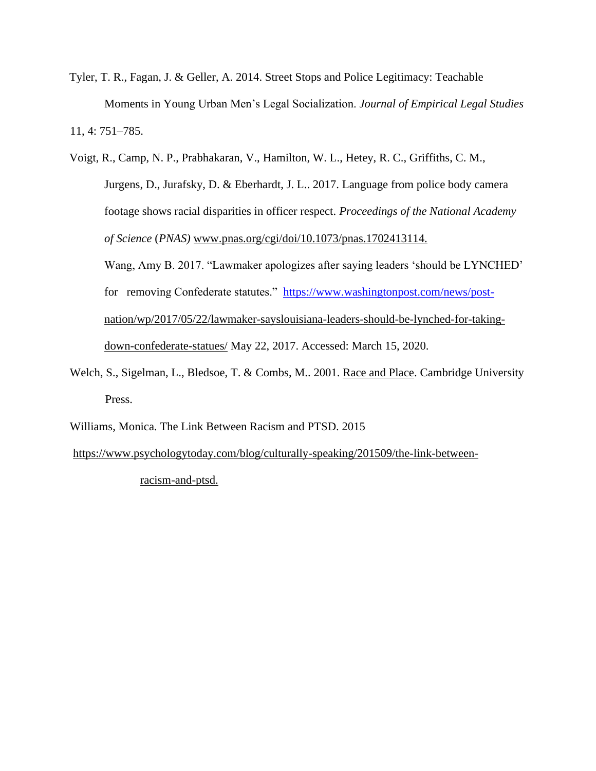Tyler, T. R., Fagan, J. & Geller, A. 2014. Street Stops and Police Legitimacy: Teachable Moments in Young Urban Men's Legal Socialization. *Journal of Empirical Legal Studies* 11, 4: 751–785.

Voigt, R., Camp, N. P., Prabhakaran, V., Hamilton, W. L., Hetey, R. C., Griffiths, C. M., Jurgens, D., Jurafsky, D. & Eberhardt, J. L.. 2017. Language from police body camera footage shows racial disparities in officer respect. *Proceedings of the National Academy of Science* (*PNAS)* www.pnas.org/cgi/doi/10.1073/pnas.1702413114.

Wang, Amy B. 2017. "Lawmaker apologizes after saying leaders 'should be LYNCHED' for removing Confederate statutes." https://www.washingtonpost.com/news/post-nation/wp/2017/05/22/lawmaker-sayslouisiana-leaders-should-be-lynched-for-taking-down-confederate-statues/ May 22, 2017. Accessed: March 15, 2020.

Welch, S., Sigelman, L., Bledsoe, T. & Combs, M.. 2001. Race and Place. Cambridge University Press.

Williams, Monica. The Link Between Racism and PTSD. 2015 https://www.psychologytoday.com/blog/culturally-speaking/201509/the-link-between-racism-and-ptsd.